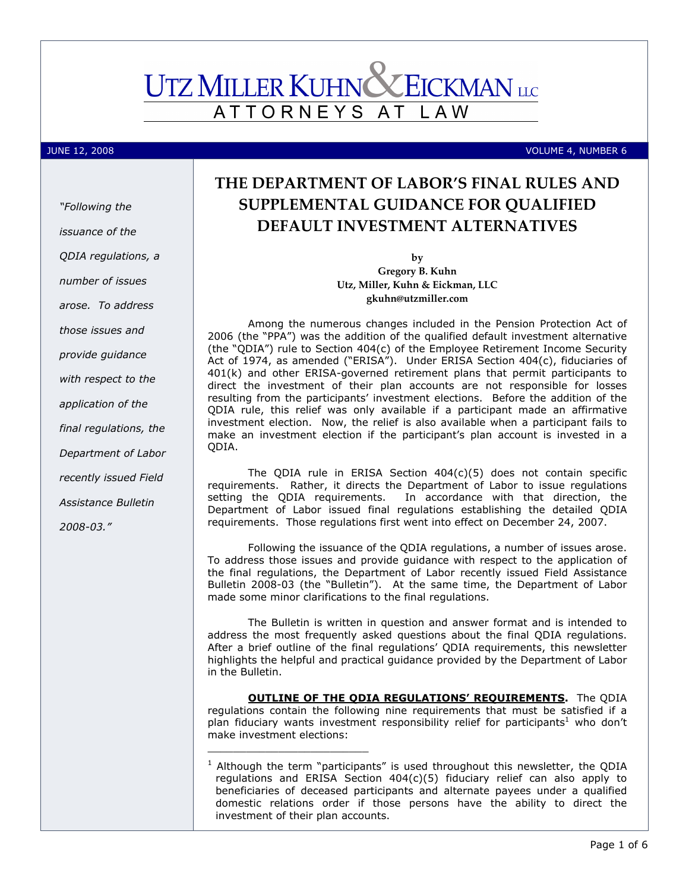# UTZ MILLER KUHN & EICKMAN LLC

ATTORNEYS AT LAW

JUNE 12, 2008 VOLUME 4, NUMBER 6

*"Following the issuance of the QDIA regulations, a number of issues arose. To address those issues and provide guidance with respect to the application of the final regulations, the Department of Labor recently issued Field Assistance Bulletin 2008-03."*

## THE DEPARTMENT OF LABOR'S FINAL RULES AND SUPPLEMENTAL GUIDANCE FOR QUALIFIED DEFAULT INVESTMENT ALTERNATIVES

**by**
**Gregory B. Kuhn**
**Utz, Miller, Kuhn & Eickman, LLC**
**gkuhn@utzmiller.com**

Among the numerous changes included in the Pension Protection Act of 2006 (the "PPA") was the addition of the qualified default investment alternative (the "QDIA") rule to Section 404(c) of the Employee Retirement Income Security Act of 1974, as amended ("ERISA"). Under ERISA Section 404(c), fiduciaries of 401(k) and other ERISA-governed retirement plans that permit participants to direct the investment of their plan accounts are not responsible for losses resulting from the participants' investment elections. Before the addition of the QDIA rule, this relief was only available if a participant made an affirmative investment election. Now, the relief is also available when a participant fails to make an investment election if the participant's plan account is invested in a QDIA.

The QDIA rule in ERISA Section 404(c)(5) does not contain specific requirements. Rather, it directs the Department of Labor to issue regulations setting the QDIA requirements. In accordance with that direction, the Department of Labor issued final regulations establishing the detailed QDIA requirements. Those regulations first went into effect on December 24, 2007.

Following the issuance of the QDIA regulations, a number of issues arose. To address those issues and provide guidance with respect to the application of the final regulations, the Department of Labor recently issued Field Assistance Bulletin 2008-03 (the "Bulletin"). At the same time, the Department of Labor made some minor clarifications to the final regulations.

The Bulletin is written in question and answer format and is intended to address the most frequently asked questions about the final QDIA regulations. After a brief outline of the final regulations' QDIA requirements, this newsletter highlights the helpful and practical guidance provided by the Department of Labor in the Bulletin.

**OUTLINE OF THE QDIA REGULATIONS' REQUIREMENTS.** The QDIA regulations contain the following nine requirements that must be satisfied if a plan fiduciary wants investment responsibility relief for participants[1] who don't make investment elections:

---

[1] Although the term "participants" is used throughout this newsletter, the QDIA regulations and ERISA Section 404(c)(5) fiduciary relief can also apply to beneficiaries of deceased participants and alternate payees under a qualified domestic relations order if those persons have the ability to direct the investment of their plan accounts.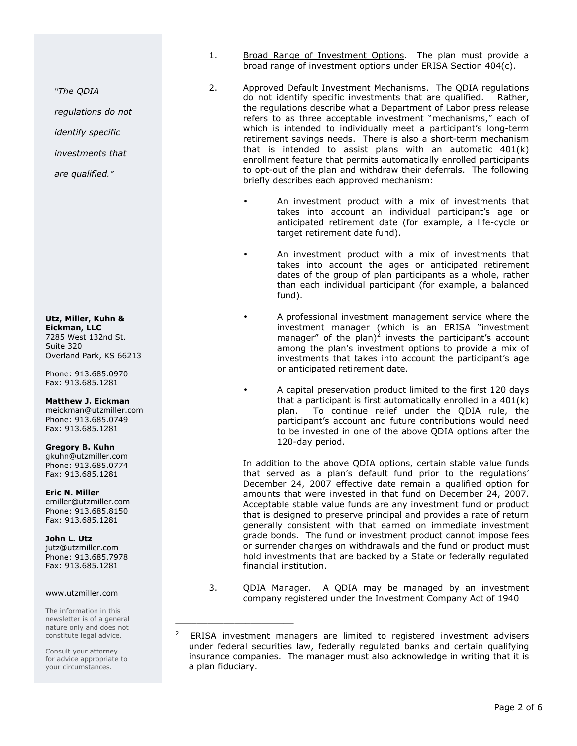1. Broad Range of Investment Options. The plan must provide a broad range of investment options under ERISA Section 404(c).

2. Approved Default Investment Mechanisms. The QDIA regulations do not identify specific investments that are qualified. Rather, the regulations describe what a Department of Labor press release refers to as three acceptable investment "mechanisms," each of which is intended to individually meet a participant's long-term retirement savings needs. There is also a short-term mechanism that is intended to assist plans with an automatic 401(k) enrollment feature that permits automatically enrolled participants to opt-out of the plan and withdraw their deferrals. The following briefly describes each approved mechanism:

   - An investment product with a mix of investments that takes into account an individual participant's age or anticipated retirement date (for example, a life-cycle or target retirement date fund).

   - An investment product with a mix of investments that takes into account the ages or anticipated retirement dates of the group of plan participants as a whole, rather than each individual participant (for example, a balanced fund).

   - A professional investment management service where the investment manager (which is an ERISA "investment manager" of the plan)[2] invests the participant's account among the plan's investment options to provide a mix of investments that takes into account the participant's age or anticipated retirement date.

   - A capital preservation product limited to the first 120 days that a participant is first automatically enrolled in a 401(k) plan. To continue relief under the QDIA rule, the participant's account and future contributions would need to be invested in one of the above QDIA options after the 120-day period.

   In addition to the above QDIA options, certain stable value funds that served as a plan's default fund prior to the regulations' December 24, 2007 effective date remain a qualified option for amounts that were invested in that fund on December 24, 2007. Acceptable stable value funds are any investment fund or product that is designed to preserve principal and provides a rate of return generally consistent with that earned on immediate investment grade bonds. The fund or investment product cannot impose fees or surrender charges on withdrawals and the fund or product must hold investments that are backed by a State or federally regulated financial institution.

3. QDIA Manager. A QDIA may be managed by an investment company registered under the Investment Company Act of 1940

---

[2] ERISA investment managers are limited to registered investment advisers under federal securities law, federally regulated banks and certain qualifying insurance companies. The manager must also acknowledge in writing that it is a plan fiduciary.

*"The QDIA regulations do not identify specific investments that are qualified."*

**Utz, Miller, Kuhn & Eickman, LLC**
7285 West 132nd St.
Suite 320
Overland Park, KS 66213

Phone: 913.685.0970
Fax: 913.685.1281

**Matthew J. Eickman**
meickman@utzmiller.com
Phone: 913.685.0749
Fax: 913.685.1281

**Gregory B. Kuhn**
gkuhn@utzmiller.com
Phone: 913.685.0774
Fax: 913.685.1281

**Eric N. Miller**
emiller@utzmiller.com
Phone: 913.685.8150
Fax: 913.685.1281

**John L. Utz**
jutz@utzmiller.com
Phone: 913.685.7978
Fax: 913.685.1281

www.utzmiller.com

The information in this newsletter is of a general nature only and does not constitute legal advice.

Consult your attorney for advice appropriate to your circumstances.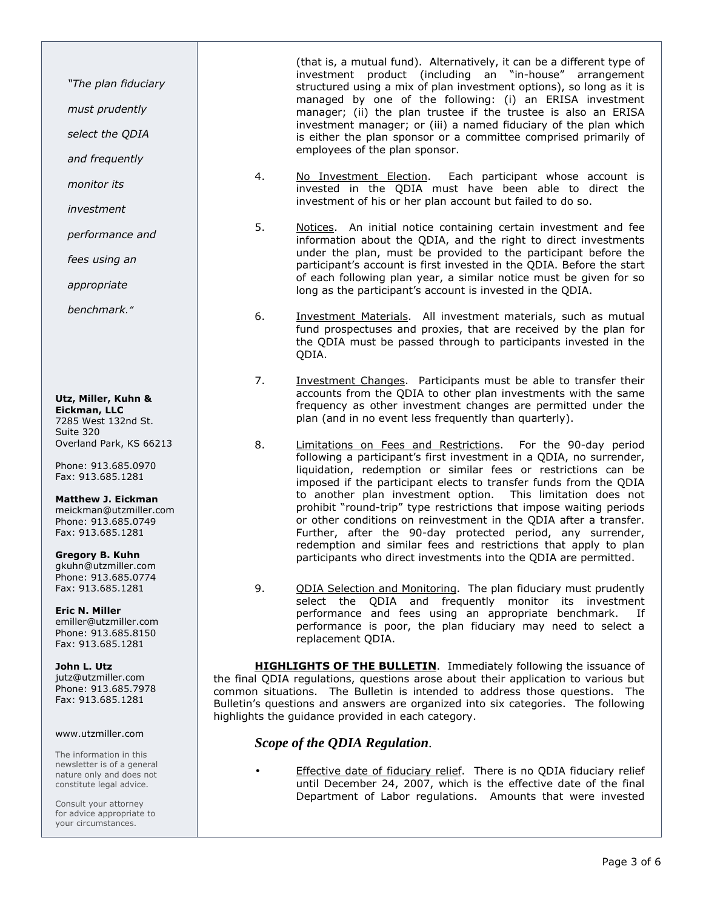(that is, a mutual fund). Alternatively, it can be a different type of investment product (including an "in-house" arrangement structured using a mix of plan investment options), so long as it is managed by one of the following: (i) an ERISA investment manager; (ii) the plan trustee if the trustee is also an ERISA investment manager; or (iii) a named fiduciary of the plan which is either the plan sponsor or a committee comprised primarily of employees of the plan sponsor.

4. <u>No Investment Election</u>. Each participant whose account is invested in the QDIA must have been able to direct the investment of his or her plan account but failed to do so.

5. <u>Notices</u>. An initial notice containing certain investment and fee information about the QDIA, and the right to direct investments under the plan, must be provided to the participant before the participant's account is first invested in the QDIA. Before the start of each following plan year, a similar notice must be given for so long as the participant's account is invested in the QDIA.

6. <u>Investment Materials</u>. All investment materials, such as mutual fund prospectuses and proxies, that are received by the plan for the QDIA must be passed through to participants invested in the QDIA.

7. <u>Investment Changes</u>. Participants must be able to transfer their accounts from the QDIA to other plan investments with the same frequency as other investment changes are permitted under the plan (and in no event less frequently than quarterly).

8. <u>Limitations on Fees and Restrictions</u>. For the 90-day period following a participant's first investment in a QDIA, no surrender, liquidation, redemption or similar fees or restrictions can be imposed if the participant elects to transfer funds from the QDIA to another plan investment option. This limitation does not prohibit "round-trip" type restrictions that impose waiting periods or other conditions on reinvestment in the QDIA after a transfer. Further, after the 90-day protected period, any surrender, redemption and similar fees and restrictions that apply to plan participants who direct investments into the QDIA are permitted.

9. <u>QDIA Selection and Monitoring</u>. The plan fiduciary must prudently select the QDIA and frequently monitor its investment performance and fees using an appropriate benchmark. If performance is poor, the plan fiduciary may need to select a replacement QDIA.

*"The plan fiduciary must prudently select the QDIA and frequently monitor its investment performance and fees using an appropriate benchmark."*

**<u>HIGHLIGHTS OF THE BULLETIN</u>**. Immediately following the issuance of the final QDIA regulations, questions arose about their application to various but common situations. The Bulletin is intended to address those questions. The Bulletin's questions and answers are organized into six categories. The following highlights the guidance provided in each category.

### *Scope of the QDIA Regulation*.

- <u>Effective date of fiduciary relief</u>. There is no QDIA fiduciary relief until December 24, 2007, which is the effective date of the final Department of Labor regulations. Amounts that were invested

**Utz, Miller, Kuhn & Eickman, LLC**
7285 West 132nd St.
Suite 320
Overland Park, KS 66213

Phone: 913.685.0970
Fax: 913.685.1281

**Matthew J. Eickman**
meickman@utzmiller.com
Phone: 913.685.0749
Fax: 913.685.1281

**Gregory B. Kuhn**
gkuhn@utzmiller.com
Phone: 913.685.0774
Fax: 913.685.1281

**Eric N. Miller**
emiller@utzmiller.com
Phone: 913.685.8150
Fax: 913.685.1281

**John L. Utz**
jutz@utzmiller.com
Phone: 913.685.7978
Fax: 913.685.1281

www.utzmiller.com

The information in this newsletter is of a general nature only and does not constitute legal advice.

Consult your attorney for advice appropriate to your circumstances.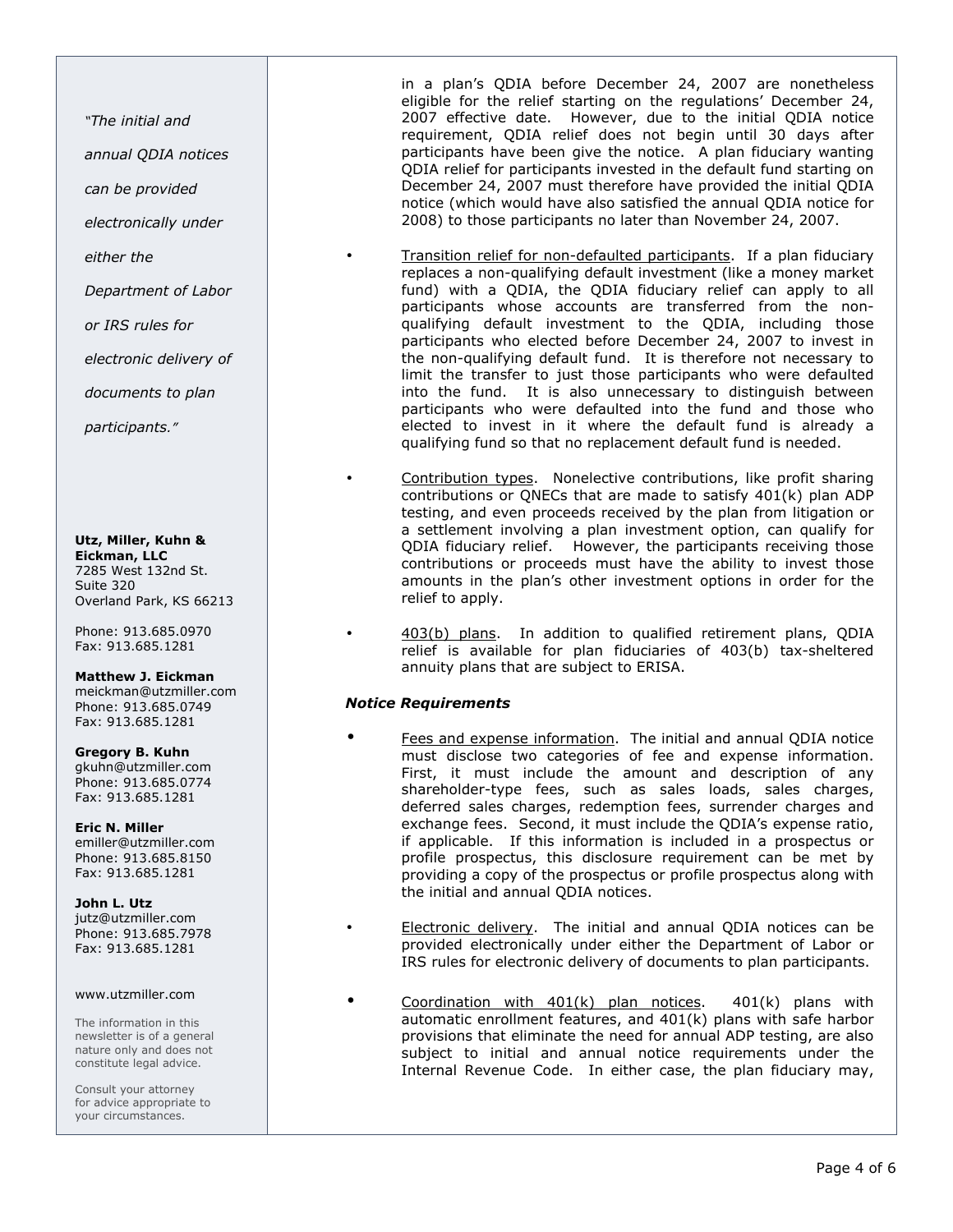in a plan's QDIA before December 24, 2007 are nonetheless eligible for the relief starting on the regulations' December 24, 2007 effective date. However, due to the initial QDIA notice requirement, QDIA relief does not begin until 30 days after participants have been give the notice. A plan fiduciary wanting QDIA relief for participants invested in the default fund starting on December 24, 2007 must therefore have provided the initial QDIA notice (which would have also satisfied the annual QDIA notice for 2008) to those participants no later than November 24, 2007.

- Transition relief for non-defaulted participants. If a plan fiduciary replaces a non-qualifying default investment (like a money market fund) with a QDIA, the QDIA fiduciary relief can apply to all participants whose accounts are transferred from the non-qualifying default investment to the QDIA, including those participants who elected before December 24, 2007 to invest in the non-qualifying default fund. It is therefore not necessary to limit the transfer to just those participants who were defaulted into the fund. It is also unnecessary to distinguish between participants who were defaulted into the fund and those who elected to invest in it where the default fund is already a qualifying fund so that no replacement default fund is needed.

- Contribution types. Nonelective contributions, like profit sharing contributions or QNECs that are made to satisfy 401(k) plan ADP testing, and even proceeds received by the plan from litigation or a settlement involving a plan investment option, can qualify for QDIA fiduciary relief. However, the participants receiving those contributions or proceeds must have the ability to invest those amounts in the plan's other investment options in order for the relief to apply.

- 403(b) plans. In addition to qualified retirement plans, QDIA relief is available for plan fiduciaries of 403(b) tax-sheltered annuity plans that are subject to ERISA.

***Notice Requirements***

- Fees and expense information. The initial and annual QDIA notice must disclose two categories of fee and expense information. First, it must include the amount and description of any shareholder-type fees, such as sales loads, sales charges, deferred sales charges, redemption fees, surrender charges and exchange fees. Second, it must include the QDIA's expense ratio, if applicable. If this information is included in a prospectus or profile prospectus, this disclosure requirement can be met by providing a copy of the prospectus or profile prospectus along with the initial and annual QDIA notices.

- Electronic delivery. The initial and annual QDIA notices can be provided electronically under either the Department of Labor or IRS rules for electronic delivery of documents to plan participants.

- Coordination with 401(k) plan notices. 401(k) plans with automatic enrollment features, and 401(k) plans with safe harbor provisions that eliminate the need for annual ADP testing, are also subject to initial and annual notice requirements under the Internal Revenue Code. In either case, the plan fiduciary may,

*"The initial and annual QDIA notices can be provided electronically under either the Department of Labor or IRS rules for electronic delivery of documents to plan participants."*

**Utz, Miller, Kuhn & Eickman, LLC**
7285 West 132nd St.
Suite 320
Overland Park, KS 66213

Phone: 913.685.0970
Fax: 913.685.1281

**Matthew J. Eickman**
meickman@utzmiller.com
Phone: 913.685.0749
Fax: 913.685.1281

**Gregory B. Kuhn**
gkuhn@utzmiller.com
Phone: 913.685.0774
Fax: 913.685.1281

**Eric N. Miller**
emiller@utzmiller.com
Phone: 913.685.8150
Fax: 913.685.1281

**John L. Utz**
jutz@utzmiller.com
Phone: 913.685.7978
Fax: 913.685.1281

www.utzmiller.com

The information in this newsletter is of a general nature only and does not constitute legal advice.

Consult your attorney for advice appropriate to your circumstances.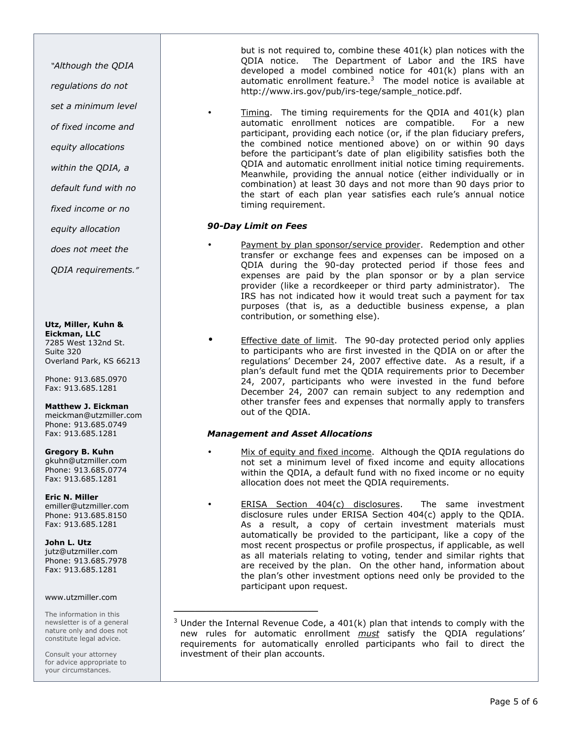"Although the QDIA regulations do not set a minimum level of fixed income and equity allocations within the QDIA, a default fund with no fixed income or no equity allocation does not meet the QDIA requirements."

**Utz, Miller, Kuhn & Eickman, LLC**
7285 West 132nd St.
Suite 320
Overland Park, KS 66213

Phone: 913.685.0970
Fax: 913.685.1281

**Matthew J. Eickman**
meickman@utzmiller.com
Phone: 913.685.0749
Fax: 913.685.1281

**Gregory B. Kuhn**
gkuhn@utzmiller.com
Phone: 913.685.0774
Fax: 913.685.1281

**Eric N. Miller**
emiller@utzmiller.com
Phone: 913.685.8150
Fax: 913.685.1281

**John L. Utz**
jutz@utzmiller.com
Phone: 913.685.7978
Fax: 913.685.1281

www.utzmiller.com

The information in this newsletter is of a general nature only and does not constitute legal advice.

Consult your attorney for advice appropriate to your circumstances.

but is not required to, combine these 401(k) plan notices with the QDIA notice. The Department of Labor and the IRS have developed a model combined notice for 401(k) plans with an automatic enrollment feature.[3] The model notice is available at http://www.irs.gov/pub/irs-tege/sample_notice.pdf.

- Timing. The timing requirements for the QDIA and 401(k) plan automatic enrollment notices are compatible. For a new participant, providing each notice (or, if the plan fiduciary prefers, the combined notice mentioned above) on or within 90 days before the participant's date of plan eligibility satisfies both the QDIA and automatic enrollment initial notice timing requirements. Meanwhile, providing the annual notice (either individually or in combination) at least 30 days and not more than 90 days prior to the start of each plan year satisfies each rule's annual notice timing requirement.

***90-Day Limit on Fees***

- Payment by plan sponsor/service provider. Redemption and other transfer or exchange fees and expenses can be imposed on a QDIA during the 90-day protected period if those fees and expenses are paid by the plan sponsor or by a plan service provider (like a recordkeeper or third party administrator). The IRS has not indicated how it would treat such a payment for tax purposes (that is, as a deductible business expense, a plan contribution, or something else).

- Effective date of limit. The 90-day protected period only applies to participants who are first invested in the QDIA on or after the regulations' December 24, 2007 effective date. As a result, if a plan's default fund met the QDIA requirements prior to December 24, 2007, participants who were invested in the fund before December 24, 2007 can remain subject to any redemption and other transfer fees and expenses that normally apply to transfers out of the QDIA.

***Management and Asset Allocations***

- Mix of equity and fixed income. Although the QDIA regulations do not set a minimum level of fixed income and equity allocations within the QDIA, a default fund with no fixed income or no equity allocation does not meet the QDIA requirements.

- ERISA Section 404(c) disclosures. The same investment disclosure rules under ERISA Section 404(c) apply to the QDIA. As a result, a copy of certain investment materials must automatically be provided to the participant, like a copy of the most recent prospectus or profile prospectus, if applicable, as well as all materials relating to voting, tender and similar rights that are received by the plan. On the other hand, information about the plan's other investment options need only be provided to the participant upon request.

[3] Under the Internal Revenue Code, a 401(k) plan that intends to comply with the new rules for automatic enrollment ***must*** satisfy the QDIA regulations' requirements for automatically enrolled participants who fail to direct the investment of their plan accounts.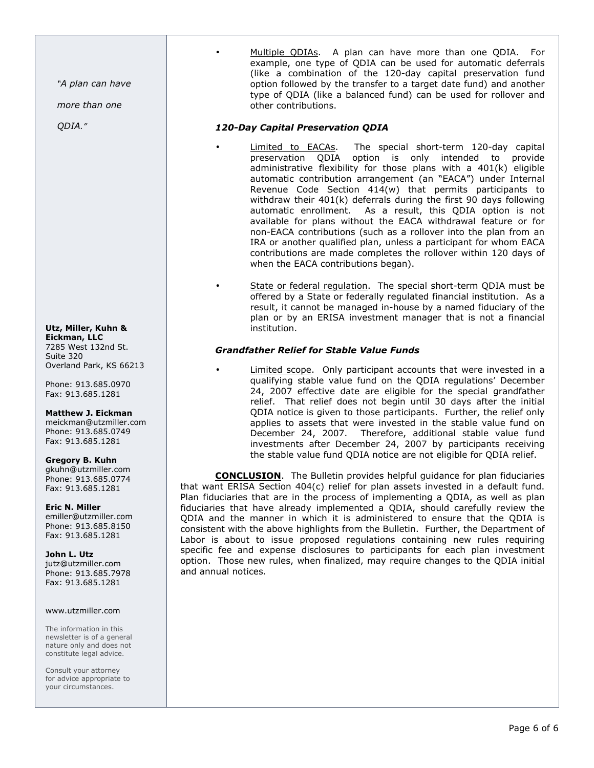- Multiple QDIAs. A plan can have more than one QDIA. For example, one type of QDIA can be used for automatic deferrals (like a combination of the 120-day capital preservation fund option followed by the transfer to a target date fund) and another type of QDIA (like a balanced fund) can be used for rollover and other contributions.

### *120-Day Capital Preservation QDIA*

- Limited to EACAs. The special short-term 120-day capital preservation QDIA option is only intended to provide administrative flexibility for those plans with a 401(k) eligible automatic contribution arrangement (an "EACA") under Internal Revenue Code Section 414(w) that permits participants to withdraw their 401(k) deferrals during the first 90 days following automatic enrollment. As a result, this QDIA option is not available for plans without the EACA withdrawal feature or for non-EACA contributions (such as a rollover into the plan from an IRA or another qualified plan, unless a participant for whom EACA contributions are made completes the rollover within 120 days of when the EACA contributions began).

- State or federal regulation. The special short-term QDIA must be offered by a State or federally regulated financial institution. As a result, it cannot be managed in-house by a named fiduciary of the plan or by an ERISA investment manager that is not a financial institution.

### *Grandfather Relief for Stable Value Funds*

- Limited scope. Only participant accounts that were invested in a qualifying stable value fund on the QDIA regulations' December 24, 2007 effective date are eligible for the special grandfather relief. That relief does not begin until 30 days after the initial QDIA notice is given to those participants. Further, the relief only applies to assets that were invested in the stable value fund on December 24, 2007. Therefore, additional stable value fund investments after December 24, 2007 by participants receiving the stable value fund QDIA notice are not eligible for QDIA relief.

**CONCLUSION**. The Bulletin provides helpful guidance for plan fiduciaries that want ERISA Section 404(c) relief for plan assets invested in a default fund. Plan fiduciaries that are in the process of implementing a QDIA, as well as plan fiduciaries that have already implemented a QDIA, should carefully review the QDIA and the manner in which it is administered to ensure that the QDIA is consistent with the above highlights from the Bulletin. Further, the Department of Labor is about to issue proposed regulations containing new rules requiring specific fee and expense disclosures to participants for each plan investment option. Those new rules, when finalized, may require changes to the QDIA initial and annual notices.

*"A plan can have more than one QDIA."*

**Utz, Miller, Kuhn & Eickman, LLC**
7285 West 132nd St.
Suite 320
Overland Park, KS 66213

Phone: 913.685.0970
Fax: 913.685.1281

**Matthew J. Eickman**
meickman@utzmiller.com
Phone: 913.685.0749
Fax: 913.685.1281

**Gregory B. Kuhn**
gkuhn@utzmiller.com
Phone: 913.685.0774
Fax: 913.685.1281

**Eric N. Miller**
emiller@utzmiller.com
Phone: 913.685.8150
Fax: 913.685.1281

**John L. Utz**
jutz@utzmiller.com
Phone: 913.685.7978
Fax: 913.685.1281

www.utzmiller.com

The information in this newsletter is of a general nature only and does not constitute legal advice.

Consult your attorney for advice appropriate to your circumstances.